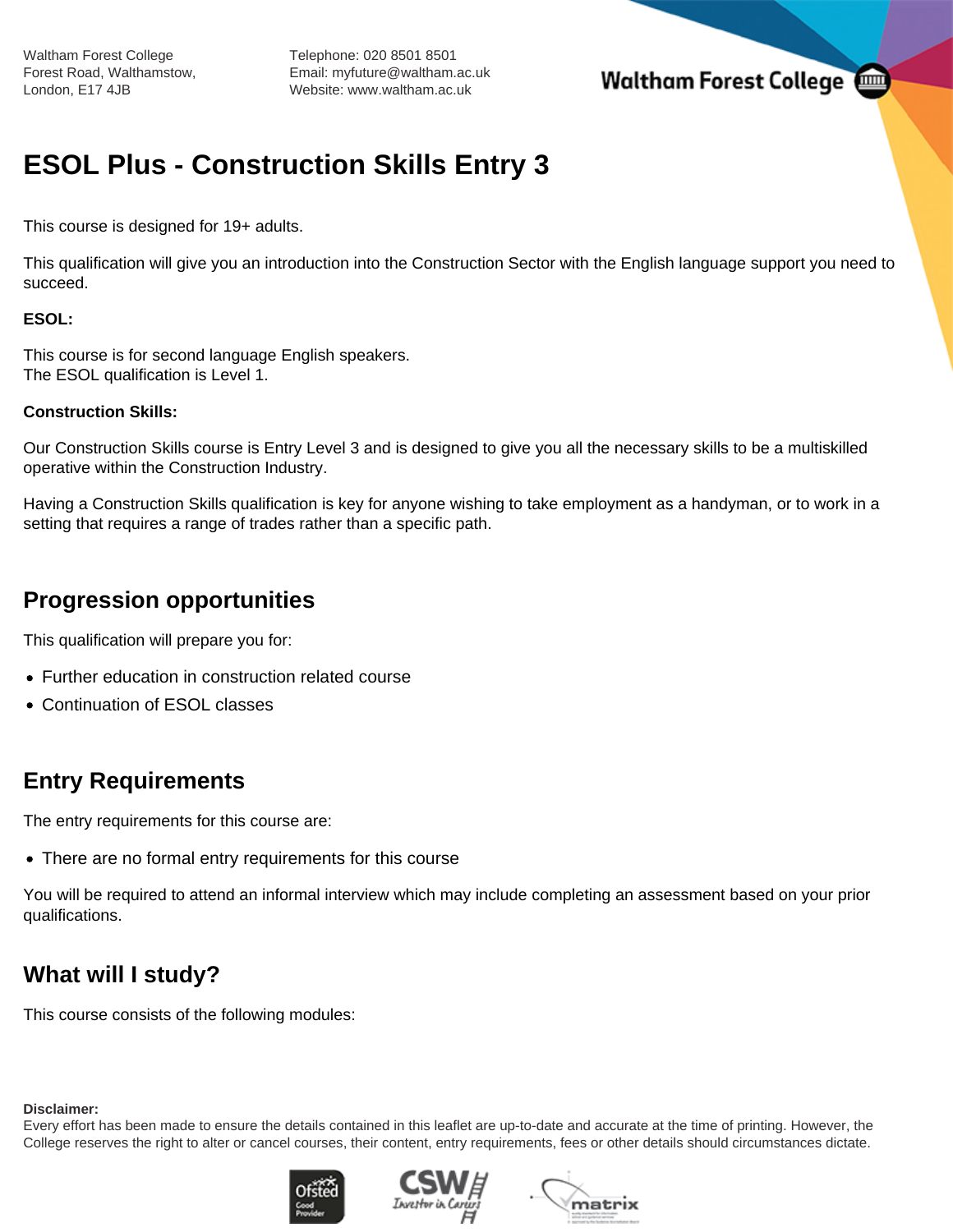Waltham Forest College
Forest Road, Walthamstow,
London, E17 4JB

Telephone: 020 8501 8501
Email: myfuture@waltham.ac.uk
Website: www.waltham.ac.uk

# ESOL Plus - Construction Skills Entry 3

This course is designed for 19+ adults.

This qualification will give you an introduction into the Construction Sector with the English language support you need to succeed.

**ESOL:**

This course is for second language English speakers.
The ESOL qualification is Level 1.

**Construction Skills:**

Our Construction Skills course is Entry Level 3 and is designed to give you all the necessary skills to be a multiskilled operative within the Construction Industry.

Having a Construction Skills qualification is key for anyone wishing to take employment as a handyman, or to work in a setting that requires a range of trades rather than a specific path.

## Progression opportunities

This qualification will prepare you for:

- Further education in construction related course
- Continuation of ESOL classes

## Entry Requirements

The entry requirements for this course are:

- There are no formal entry requirements for this course

You will be required to attend an informal interview which may include completing an assessment based on your prior qualifications.

## What will I study?

This course consists of the following modules:

**Disclaimer:**
Every effort has been made to ensure the details contained in this leaflet are up-to-date and accurate at the time of printing. However, the College reserves the right to alter or cancel courses, their content, entry requirements, fees or other details should circumstances dictate.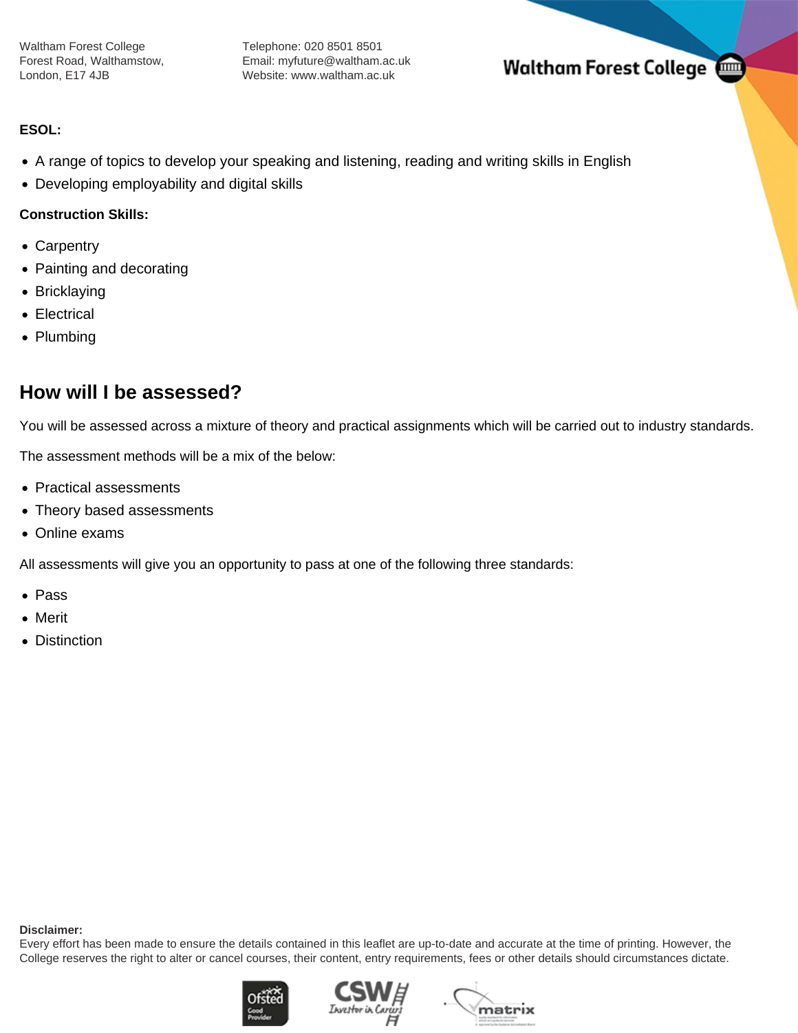Waltham Forest College
Forest Road, Walthamstow,
London, E17 4JB

Telephone: 020 8501 8501
Email: myfuture@waltham.ac.uk
Website: www.waltham.ac.uk

**ESOL:**

- A range of topics to develop your speaking and listening, reading and writing skills in English
- Developing employability and digital skills

**Construction Skills:**

- Carpentry
- Painting and decorating
- Bricklaying
- Electrical
- Plumbing

## How will I be assessed?

You will be assessed across a mixture of theory and practical assignments which will be carried out to industry standards.

The assessment methods will be a mix of the below:

- Practical assessments
- Theory based assessments
- Online exams

All assessments will give you an opportunity to pass at one of the following three standards:

- Pass
- Merit
- Distinction

**Disclaimer:**
Every effort has been made to ensure the details contained in this leaflet are up-to-date and accurate at the time of printing. However, the College reserves the right to alter or cancel courses, their content, entry requirements, fees or other details should circumstances dictate.